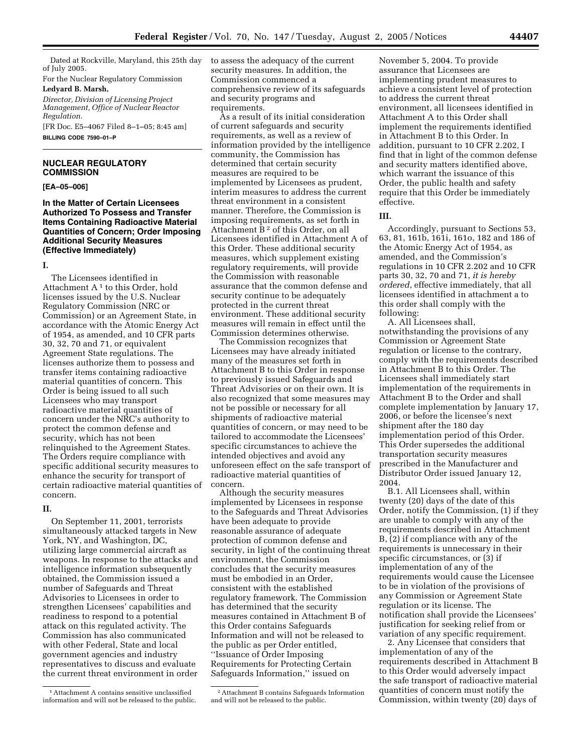Dated at Rockville, Maryland, this 25th day of July 2005.

For the Nuclear Regulatory Commission

**Ledyard B. Marsh,**

*Director, Division of Licensing Project Management, Office of Nuclear Reactor Regulation.*

[FR Doc. E5–4067 Filed 8–1–05; 8:45 am]

**BILLING CODE 7590–01–P**

---

## NUCLEAR REGULATORY COMMISSION

**[EA–05–006]**

### In the Matter of Certain Licensees Authorized To Possess and Transfer Items Containing Radioactive Material Quantities of Concern; Order Imposing Additional Security Measures (Effective Immediately)

**I.**

The Licensees identified in Attachment A [1] to this Order, hold licenses issued by the U.S. Nuclear Regulatory Commission (NRC or Commission) or an Agreement State, in accordance with the Atomic Energy Act of 1954, as amended, and 10 CFR parts 30, 32, 70 and 71, or equivalent Agreement State regulations. The licenses authorize them to possess and transfer items containing radioactive material quantities of concern. This Order is being issued to all such Licensees who may transport radioactive material quantities of concern under the NRC's authority to protect the common defense and security, which has not been relinquished to the Agreement States. The Orders require compliance with specific additional security measures to enhance the security for transport of certain radioactive material quantities of concern.

**II.**

On September 11, 2001, terrorists simultaneously attacked targets in New York, NY, and Washington, DC, utilizing large commercial aircraft as weapons. In response to the attacks and intelligence information subsequently obtained, the Commission issued a number of Safeguards and Threat Advisories to Licensees in order to strengthen Licensees' capabilities and readiness to respond to a potential attack on this regulated activity. The Commission has also communicated with other Federal, State and local government agencies and industry representatives to discuss and evaluate the current threat environment in order to assess the adequacy of the current security measures. In addition, the Commission commenced a comprehensive review of its safeguards and security programs and requirements.

As a result of its initial consideration of current safeguards and security requirements, as well as a review of information provided by the intelligence community, the Commission has determined that certain security measures are required to be implemented by Licensees as prudent, interim measures to address the current threat environment in a consistent manner. Therefore, the Commission is imposing requirements, as set forth in Attachment B [2] of this Order, on all Licensees identified in Attachment A of this Order. These additional security measures, which supplement existing regulatory requirements, will provide the Commission with reasonable assurance that the common defense and security continue to be adequately protected in the current threat environment. These additional security measures will remain in effect until the Commission determines otherwise.

The Commission recognizes that Licensees may have already initiated many of the measures set forth in Attachment B to this Order in response to previously issued Safeguards and Threat Advisories or on their own. It is also recognized that some measures may not be possible or necessary for all shipments of radioactive material quantities of concern, or may need to be tailored to accommodate the Licensees' specific circumstances to achieve the intended objectives and avoid any unforeseen effect on the safe transport of radioactive material quantities of concern.

Although the security measures implemented by Licensees in response to the Safeguards and Threat Advisories have been adequate to provide reasonable assurance of adequate protection of common defense and security, in light of the continuing threat environment, the Commission concludes that the security measures must be embodied in an Order, consistent with the established regulatory framework. The Commission has determined that the security measures contained in Attachment B of this Order contains Safeguards Information and will not be released to the public as per Order entitled, ''Issuance of Order Imposing Requirements for Protecting Certain Safeguards Information,'' issued on November 5, 2004. To provide assurance that Licensees are implementing prudent measures to achieve a consistent level of protection to address the current threat environment, all licensees identified in Attachment A to this Order shall implement the requirements identified in Attachment B to this Order. In addition, pursuant to 10 CFR 2.202, I find that in light of the common defense and security matters identified above, which warrant the issuance of this Order, the public health and safety require that this Order be immediately effective.

**III.**

Accordingly, pursuant to Sections 53, 63, 81, 161b, 161i, 161o, 182 and 186 of the Atomic Energy Act of 1954, as amended, and the Commission's regulations in 10 CFR 2.202 and 10 CFR parts 30, 32, 70 and 71, *it is hereby ordered*, effective immediately, that all licensees identified in attachment a to this order shall comply with the following:

A. All Licensees shall, notwithstanding the provisions of any Commission or Agreement State regulation or license to the contrary, comply with the requirements described in Attachment B to this Order. The Licensees shall immediately start implementation of the requirements in Attachment B to the Order and shall complete implementation by January 17, 2006, or before the licensee's next shipment after the 180 day implementation period of this Order. This Order supersedes the additional transportation security measures prescribed in the Manufacturer and Distributor Order issued January 12, 2004.

B.1. All Licensees shall, within twenty (20) days of the date of this Order, notify the Commission, (1) if they are unable to comply with any of the requirements described in Attachment B, (2) if compliance with any of the requirements is unnecessary in their specific circumstances, or (3) if implementation of any of the requirements would cause the Licensee to be in violation of the provisions of any Commission or Agreement State regulation or its license. The notification shall provide the Licensees' justification for seeking relief from or variation of any specific requirement.

2. Any Licensee that considers that implementation of any of the requirements described in Attachment B to this Order would adversely impact the safe transport of radioactive material quantities of concern must notify the Commission, within twenty (20) days of

---

[1] Attachment A contains sensitive unclassified information and will not be released to the public.

[2] Attachment B contains Safeguards Information and will not be released to the public.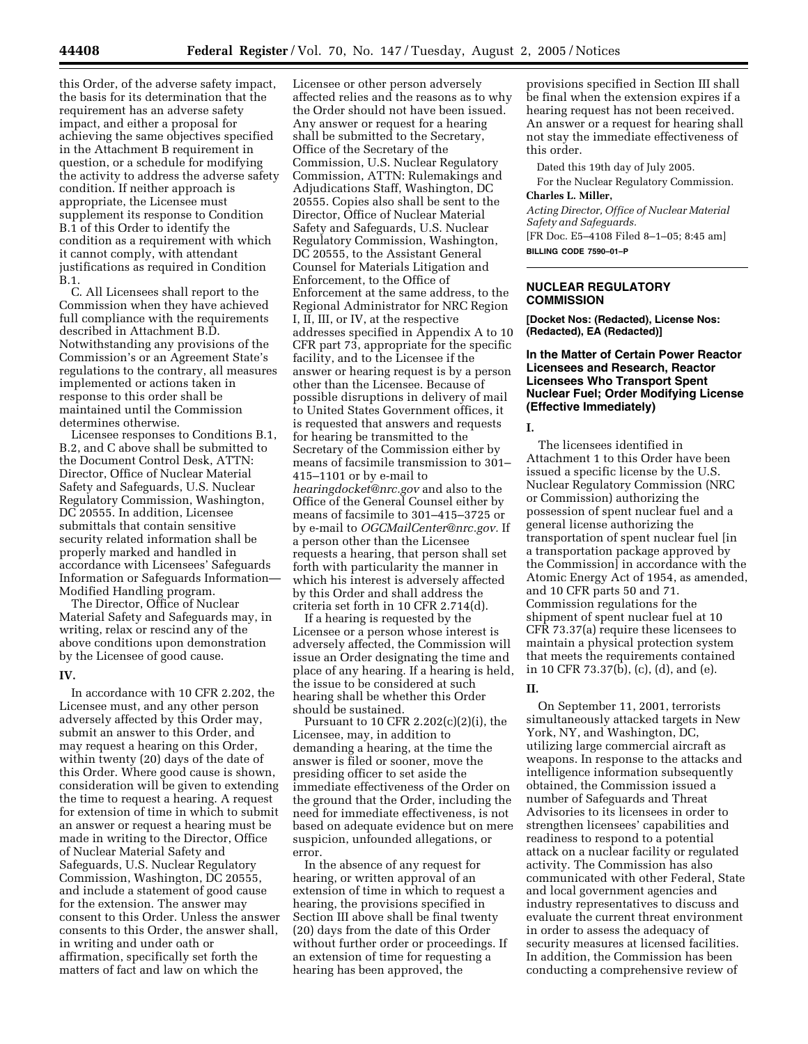this Order, of the adverse safety impact, the basis for its determination that the requirement has an adverse safety impact, and either a proposal for achieving the same objectives specified in the Attachment B requirement in question, or a schedule for modifying the activity to address the adverse safety condition. If neither approach is appropriate, the Licensee must supplement its response to Condition B.1 of this Order to identify the condition as a requirement with which it cannot comply, with attendant justifications as required in Condition B.1.

C. All Licensees shall report to the Commission when they have achieved full compliance with the requirements described in Attachment B.D. Notwithstanding any provisions of the Commission's or an Agreement State's regulations to the contrary, all measures implemented or actions taken in response to this order shall be maintained until the Commission determines otherwise.

Licensee responses to Conditions B.1, B.2, and C above shall be submitted to the Document Control Desk, ATTN: Director, Office of Nuclear Material Safety and Safeguards, U.S. Nuclear Regulatory Commission, Washington, DC 20555. In addition, Licensee submittals that contain sensitive security related information shall be properly marked and handled in accordance with Licensees' Safeguards Information or Safeguards Information—Modified Handling program.

The Director, Office of Nuclear Material Safety and Safeguards may, in writing, relax or rescind any of the above conditions upon demonstration by the Licensee of good cause.

## IV.

In accordance with 10 CFR 2.202, the Licensee must, and any other person adversely affected by this Order may, submit an answer to this Order, and may request a hearing on this Order, within twenty (20) days of the date of this Order. Where good cause is shown, consideration will be given to extending the time to request a hearing. A request for extension of time in which to submit an answer or request a hearing must be made in writing to the Director, Office of Nuclear Material Safety and Safeguards, U.S. Nuclear Regulatory Commission, Washington, DC 20555, and include a statement of good cause for the extension. The answer may consent to this Order. Unless the answer consents to this Order, the answer shall, in writing and under oath or affirmation, specifically set forth the matters of fact and law on which the Licensee or other person adversely affected relies and the reasons as to why the Order should not have been issued. Any answer or request for a hearing shall be submitted to the Secretary, Office of the Secretary of the Commission, U.S. Nuclear Regulatory Commission, ATTN: Rulemakings and Adjudications Staff, Washington, DC 20555. Copies also shall be sent to the Director, Office of Nuclear Material Safety and Safeguards, U.S. Nuclear Regulatory Commission, Washington, DC 20555, to the Assistant General Counsel for Materials Litigation and Enforcement, to the Office of Enforcement at the same address, to the Regional Administrator for NRC Region I, II, III, or IV, at the respective addresses specified in Appendix A to 10 CFR part 73, appropriate for the specific facility, and to the Licensee if the answer or hearing request is by a person other than the Licensee. Because of possible disruptions in delivery of mail to United States Government offices, it is requested that answers and requests for hearing be transmitted to the Secretary of the Commission either by means of facsimile transmission to 301–415–1101 or by e-mail to *hearingdocket@nrc.gov* and also to the Office of the General Counsel either by means of facsimile to 301–415–3725 or by e-mail to *OGCMailCenter@nrc.gov.* If a person other than the Licensee requests a hearing, that person shall set forth with particularity the manner in which his interest is adversely affected by this Order and shall address the criteria set forth in 10 CFR 2.714(d).

If a hearing is requested by the Licensee or a person whose interest is adversely affected, the Commission will issue an Order designating the time and place of any hearing. If a hearing is held, the issue to be considered at such hearing shall be whether this Order should be sustained.

Pursuant to 10 CFR 2.202(c)(2)(i), the Licensee, may, in addition to demanding a hearing, at the time the answer is filed or sooner, move the presiding officer to set aside the immediate effectiveness of the Order on the ground that the Order, including the need for immediate effectiveness, is not based on adequate evidence but on mere suspicion, unfounded allegations, or error.

In the absence of any request for hearing, or written approval of an extension of time in which to request a hearing, the provisions specified in Section III above shall be final twenty (20) days from the date of this Order without further order or proceedings. If an extension of time for requesting a hearing has been approved, the provisions specified in Section III shall be final when the extension expires if a hearing request has not been received. An answer or a request for hearing shall not stay the immediate effectiveness of this order.

Dated this 19th day of July 2005.

For the Nuclear Regulatory Commission.

**Charles L. Miller,**

*Acting Director, Office of Nuclear Material Safety and Safeguards.*

[FR Doc. E5–4108 Filed 8–1–05; 8:45 am]

**BILLING CODE 7590–01–P**

---

## NUCLEAR REGULATORY COMMISSION

**[Docket Nos: (Redacted), License Nos: (Redacted), EA (Redacted)]**

### In the Matter of Certain Power Reactor Licensees and Research, Reactor Licensees Who Transport Spent Nuclear Fuel; Order Modifying License (Effective Immediately)

## I.

The licensees identified in Attachment 1 to this Order have been issued a specific license by the U.S. Nuclear Regulatory Commission (NRC or Commission) authorizing the possession of spent nuclear fuel and a general license authorizing the transportation of spent nuclear fuel [in a transportation package approved by the Commission] in accordance with the Atomic Energy Act of 1954, as amended, and 10 CFR parts 50 and 71. Commission regulations for the shipment of spent nuclear fuel at 10 CFR 73.37(a) require these licensees to maintain a physical protection system that meets the requirements contained in 10 CFR 73.37(b), (c), (d), and (e).

## II.

On September 11, 2001, terrorists simultaneously attacked targets in New York, NY, and Washington, DC, utilizing large commercial aircraft as weapons. In response to the attacks and intelligence information subsequently obtained, the Commission issued a number of Safeguards and Threat Advisories to its licensees in order to strengthen licensees' capabilities and readiness to respond to a potential attack on a nuclear facility or regulated activity. The Commission has also communicated with other Federal, State and local government agencies and industry representatives to discuss and evaluate the current threat environment in order to assess the adequacy of security measures at licensed facilities. In addition, the Commission has been conducting a comprehensive review of